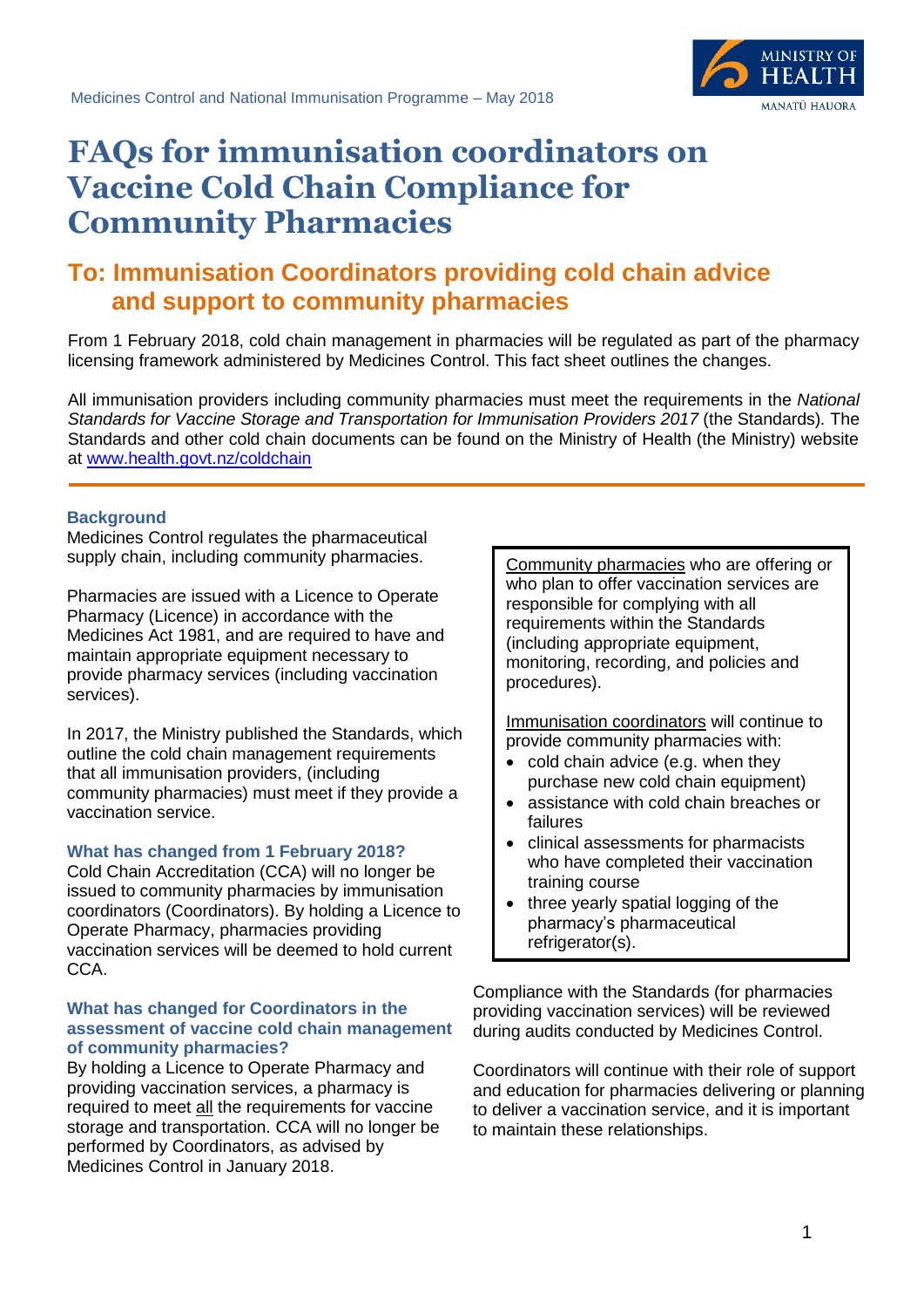Medicines Control and National Immunisation Programme – May 2018

# FAQs for immunisation coordinators on Vaccine Cold Chain Compliance for Community Pharmacies

## To: Immunisation Coordinators providing cold chain advice and support to community pharmacies

From 1 February 2018, cold chain management in pharmacies will be regulated as part of the pharmacy licensing framework administered by Medicines Control. This fact sheet outlines the changes.

All immunisation providers including community pharmacies must meet the requirements in the *National Standards for Vaccine Storage and Transportation for Immunisation Providers 2017* (the Standards). The Standards and other cold chain documents can be found on the Ministry of Health (the Ministry) website at [www.health.govt.nz/coldchain](www.health.govt.nz/coldchain)

---

### Background

Medicines Control regulates the pharmaceutical supply chain, including community pharmacies.

Pharmacies are issued with a Licence to Operate Pharmacy (Licence) in accordance with the Medicines Act 1981, and are required to have and maintain appropriate equipment necessary to provide pharmacy services (including vaccination services).

In 2017, the Ministry published the Standards, which outline the cold chain management requirements that all immunisation providers, (including community pharmacies) must meet if they provide a vaccination service.

### What has changed from 1 February 2018?

Cold Chain Accreditation (CCA) will no longer be issued to community pharmacies by immunisation coordinators (Coordinators). By holding a Licence to Operate Pharmacy, pharmacies providing vaccination services will be deemed to hold current CCA.

### What has changed for Coordinators in the assessment of vaccine cold chain management of community pharmacies?

By holding a Licence to Operate Pharmacy and providing vaccination services, a pharmacy is required to meet all requirements for vaccine storage and transportation. CCA will no longer be performed by Coordinators, as advised by Medicines Control in January 2018.

> Community pharmacies who are offering or who plan to offer vaccination services are responsible for complying with all requirements within the Standards (including appropriate equipment, monitoring, recording, and policies and procedures).
>
> Immunisation coordinators will continue to provide community pharmacies with:
>
> - cold chain advice (e.g. when they purchase new cold chain equipment)
> - assistance with cold chain breaches or failures
> - clinical assessments for pharmacists who have completed their vaccination training course
> - three yearly spatial logging of the pharmacy's pharmaceutical refrigerator(s).

Compliance with the Standards (for pharmacies providing vaccination services) will be reviewed during audits conducted by Medicines Control.

Coordinators will continue with their role of support and education for pharmacies delivering or planning to deliver a vaccination service, and it is important to maintain these relationships.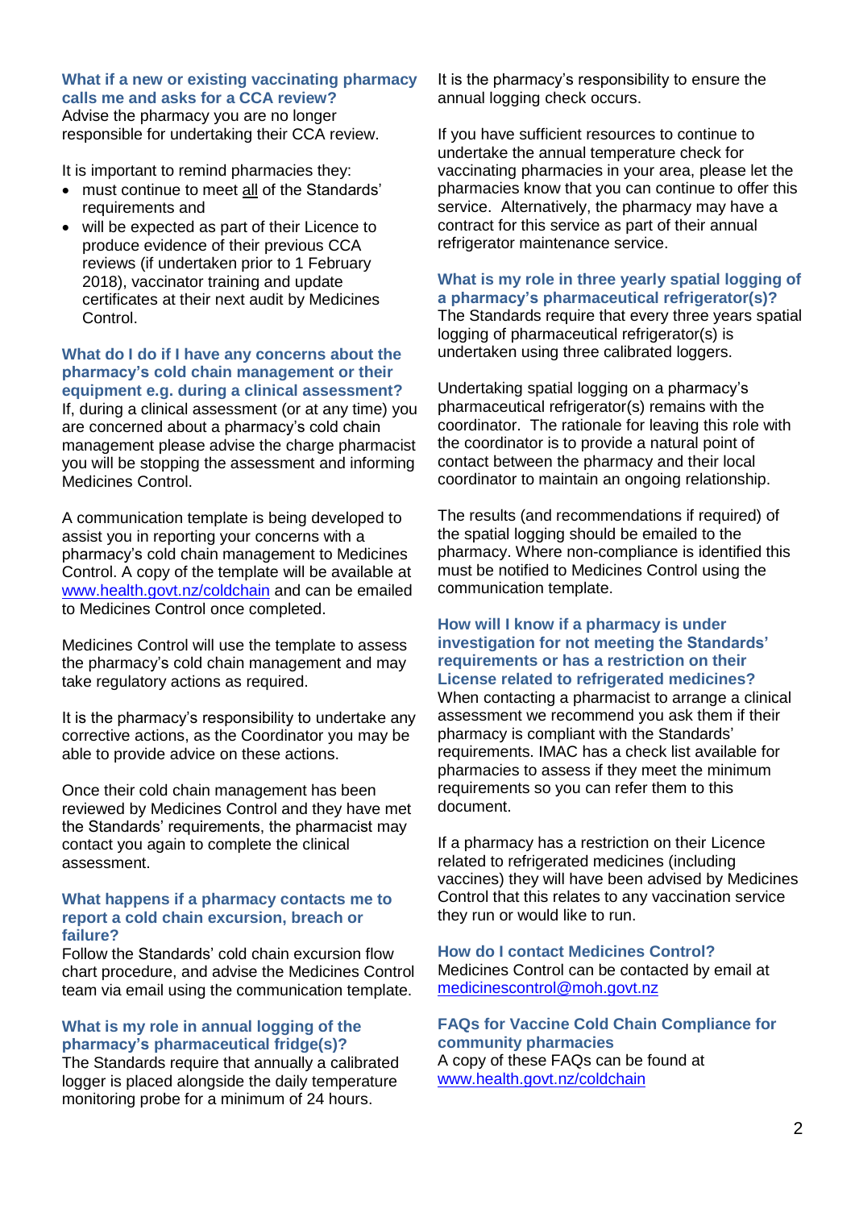### What if a new or existing vaccinating pharmacy calls me and asks for a CCA review?

Advise the pharmacy you are no longer responsible for undertaking their CCA review.

It is important to remind pharmacies they:

- must continue to meet all of the Standards' requirements and
- will be expected as part of their Licence to produce evidence of their previous CCA reviews (if undertaken prior to 1 February 2018), vaccinator training and update certificates at their next audit by Medicines Control.

### What do I do if I have any concerns about the pharmacy's cold chain management or their equipment e.g. during a clinical assessment?

If, during a clinical assessment (or at any time) you are concerned about a pharmacy's cold chain management please advise the charge pharmacist you will be stopping the assessment and informing Medicines Control.

A communication template is being developed to assist you in reporting your concerns with a pharmacy's cold chain management to Medicines Control. A copy of the template will be available at [www.health.govt.nz/coldchain](http://www.health.govt.nz/coldchain) and can be emailed to Medicines Control once completed.

Medicines Control will use the template to assess the pharmacy's cold chain management and may take regulatory actions as required.

It is the pharmacy's responsibility to undertake any corrective actions, as the Coordinator you may be able to provide advice on these actions.

Once their cold chain management has been reviewed by Medicines Control and they have met the Standards' requirements, the pharmacist may contact you again to complete the clinical assessment.

### What happens if a pharmacy contacts me to report a cold chain excursion, breach or failure?

Follow the Standards' cold chain excursion flow chart procedure, and advise the Medicines Control team via email using the communication template.

### What is my role in annual logging of the pharmacy's pharmaceutical fridge(s)?

The Standards require that annually a calibrated logger is placed alongside the daily temperature monitoring probe for a minimum of 24 hours.

It is the pharmacy's responsibility to ensure the annual logging check occurs.

If you have sufficient resources to continue to undertake the annual temperature check for vaccinating pharmacies in your area, please let the pharmacies know that you can continue to offer this service. Alternatively, the pharmacy may have a contract for this service as part of their annual refrigerator maintenance service.

### What is my role in three yearly spatial logging of a pharmacy's pharmaceutical refrigerator(s)?

The Standards require that every three years spatial logging of pharmaceutical refrigerator(s) is undertaken using three calibrated loggers.

Undertaking spatial logging on a pharmacy's pharmaceutical refrigerator(s) remains with the coordinator. The rationale for leaving this role with the coordinator is to provide a natural point of contact between the pharmacy and their local coordinator to maintain an ongoing relationship.

The results (and recommendations if required) of the spatial logging should be emailed to the pharmacy. Where non-compliance is identified this must be notified to Medicines Control using the communication template.

### How will I know if a pharmacy is under investigation for not meeting the Standards' requirements or has a restriction on their License related to refrigerated medicines?

When contacting a pharmacist to arrange a clinical assessment we recommend you ask them if their pharmacy is compliant with the Standards' requirements. IMAC has a check list available for pharmacies to assess if they meet the minimum requirements so you can refer them to this document.

If a pharmacy has a restriction on their Licence related to refrigerated medicines (including vaccines) they will have been advised by Medicines Control that this relates to any vaccination service they run or would like to run.

### How do I contact Medicines Control?

Medicines Control can be contacted by email at [medicinescontrol@moh.govt.nz](mailto:medicinescontrol@moh.govt.nz)

### FAQs for Vaccine Cold Chain Compliance for community pharmacies

A copy of these FAQs can be found at [www.health.govt.nz/coldchain](http://www.health.govt.nz/coldchain)